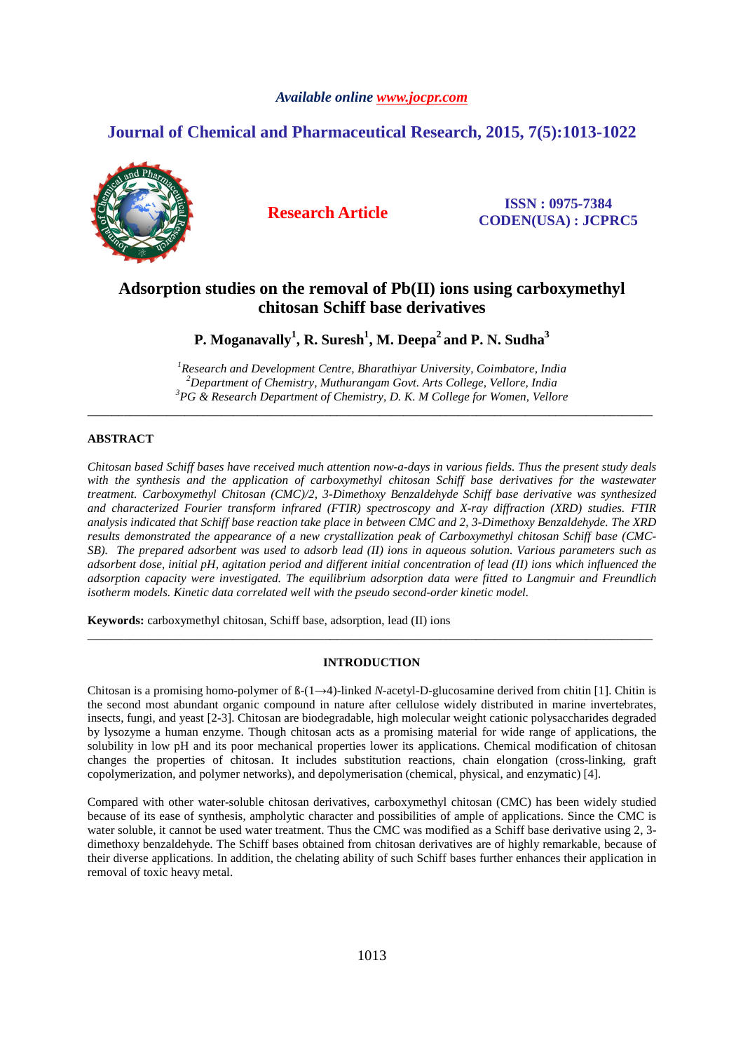*Available online www.jocpr.com*

## Journal of Chemical and Pharmaceutical Research, 2015, 7(5):1013-1022

**Research Article**

**ISSN : 0975-7384**
**CODEN(USA) : JCPRC5**

# Adsorption studies on the removal of Pb(II) ions using carboxymethyl chitosan Schiff base derivatives

**P. Moganavally[1], R. Suresh[1], M. Deepa[2] and P. N. Sudha[3]**

[1]*Research and Development Centre, Bharathiyar University, Coimbatore, India*
[2]*Department of Chemistry, Muthurangam Govt. Arts College, Vellore, India*
[3]*PG & Research Department of Chemistry, D. K. M College for Women, Vellore*

---

## ABSTRACT

*Chitosan based Schiff bases have received much attention now-a-days in various fields. Thus the present study deals with the synthesis and the application of carboxymethyl chitosan Schiff base derivatives for the wastewater treatment. Carboxymethyl Chitosan (CMC)/2, 3-Dimethoxy Benzaldehyde Schiff base derivative was synthesized and characterized Fourier transform infrared (FTIR) spectroscopy and X-ray diffraction (XRD) studies. FTIR analysis indicated that Schiff base reaction take place in between CMC and 2, 3-Dimethoxy Benzaldehyde. The XRD results demonstrated the appearance of a new crystallization peak of Carboxymethyl chitosan Schiff base (CMC-SB). The prepared adsorbent was used to adsorb lead (II) ions in aqueous solution. Various parameters such as adsorbent dose, initial pH, agitation period and different initial concentration of lead (II) ions which influenced the adsorption capacity were investigated. The equilibrium adsorption data were fitted to Langmuir and Freundlich isotherm models. Kinetic data correlated well with the pseudo second-order kinetic model.*

**Keywords:** carboxymethyl chitosan, Schiff base, adsorption, lead (II) ions

---

## INTRODUCTION

Chitosan is a promising homo-polymer of ß-(1→4)-linked *N*-acetyl-D-glucosamine derived from chitin [1]. Chitin is the second most abundant organic compound in nature after cellulose widely distributed in marine invertebrates, insects, fungi, and yeast [2-3]. Chitosan are biodegradable, high molecular weight cationic polysaccharides degraded by lysozyme a human enzyme. Though chitosan acts as a promising material for wide range of applications, the solubility in low pH and its poor mechanical properties lower its applications. Chemical modification of chitosan changes the properties of chitosan. It includes substitution reactions, chain elongation (cross-linking, graft copolymerization, and polymer networks), and depolymerisation (chemical, physical, and enzymatic) [4].

Compared with other water-soluble chitosan derivatives, carboxymethyl chitosan (CMC) has been widely studied because of its ease of synthesis, ampholytic character and possibilities of ample of applications. Since the CMC is water soluble, it cannot be used water treatment. Thus the CMC was modified as a Schiff base derivative using 2, 3-dimethoxy benzaldehyde. The Schiff bases obtained from chitosan derivatives are of highly remarkable, because of their diverse applications. In addition, the chelating ability of such Schiff bases further enhances their application in removal of toxic heavy metal.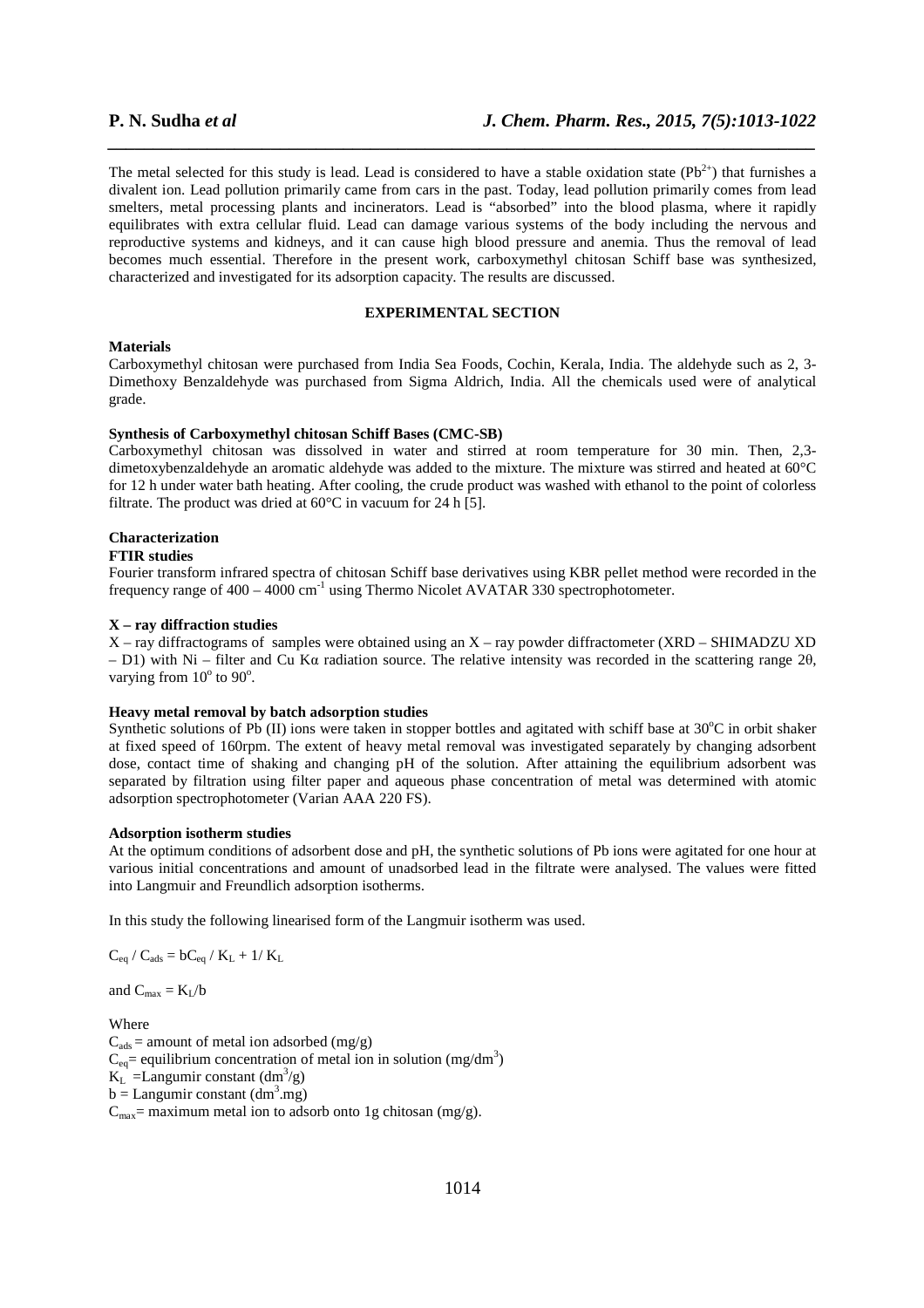The metal selected for this study is lead. Lead is considered to have a stable oxidation state ($Pb^{2+}$) that furnishes a divalent ion. Lead pollution primarily came from cars in the past. Today, lead pollution primarily comes from lead smelters, metal processing plants and incinerators. Lead is "absorbed" into the blood plasma, where it rapidly equilibrates with extra cellular fluid. Lead can damage various systems of the body including the nervous and reproductive systems and kidneys, and it can cause high blood pressure and anemia. Thus the removal of lead becomes much essential. Therefore in the present work, carboxymethyl chitosan Schiff base was synthesized, characterized and investigated for its adsorption capacity. The results are discussed.

## EXPERIMENTAL SECTION

### Materials

Carboxymethyl chitosan were purchased from India Sea Foods, Cochin, Kerala, India. The aldehyde such as 2, 3-Dimethoxy Benzaldehyde was purchased from Sigma Aldrich, India. All the chemicals used were of analytical grade.

### Synthesis of Carboxymethyl chitosan Schiff Bases (CMC-SB)

Carboxymethyl chitosan was dissolved in water and stirred at room temperature for 30 min. Then, 2,3-dimetoxybenzaldehyde an aromatic aldehyde was added to the mixture. The mixture was stirred and heated at 60°C for 12 h under water bath heating. After cooling, the crude product was washed with ethanol to the point of colorless filtrate. The product was dried at 60°C in vacuum for 24 h [5].

### Characterization

#### FTIR studies

Fourier transform infrared spectra of chitosan Schiff base derivatives using KBR pellet method were recorded in the frequency range of 400 – 4000 $cm^{-1}$ using Thermo Nicolet AVATAR 330 spectrophotometer.

#### X – ray diffraction studies

X – ray diffractograms of samples were obtained using an X – ray powder diffractometer (XRD – SHIMADZU XD – D1) with Ni – filter and Cu Kα radiation source. The relative intensity was recorded in the scattering range 2θ, varying from $10^o$ to $90^o$.

#### Heavy metal removal by batch adsorption studies

Synthetic solutions of Pb (II) ions were taken in stopper bottles and agitated with schiff base at $30^oC$ in orbit shaker at fixed speed of 160rpm. The extent of heavy metal removal was investigated separately by changing adsorbent dose, contact time of shaking and changing pH of the solution. After attaining the equilibrium adsorbent was separated by filtration using filter paper and aqueous phase concentration of metal was determined with atomic adsorption spectrophotometer (Varian AAA 220 FS).

#### Adsorption isotherm studies

At the optimum conditions of adsorbent dose and pH, the synthetic solutions of Pb ions were agitated for one hour at various initial concentrations and amount of unadsorbed lead in the filtrate were analysed. The values were fitted into Langmuir and Freundlich adsorption isotherms.

In this study the following linearised form of the Langmuir isotherm was used.

$$C_{eq} / C_{ads} = bC_{eq} / K_L + 1/ K_L$$

and $C_{max} = K_L/b$

Where

$C_{ads}$ = amount of metal ion adsorbed (mg/g)
$C_{eq}$= equilibrium concentration of metal ion in solution ($mg/dm^3$)
$K_L$ =Langumir constant ($dm^3/g$)
b = Langumir constant ($dm^3.mg$)
$C_{max}$= maximum metal ion to adsorb onto 1g chitosan (mg/g).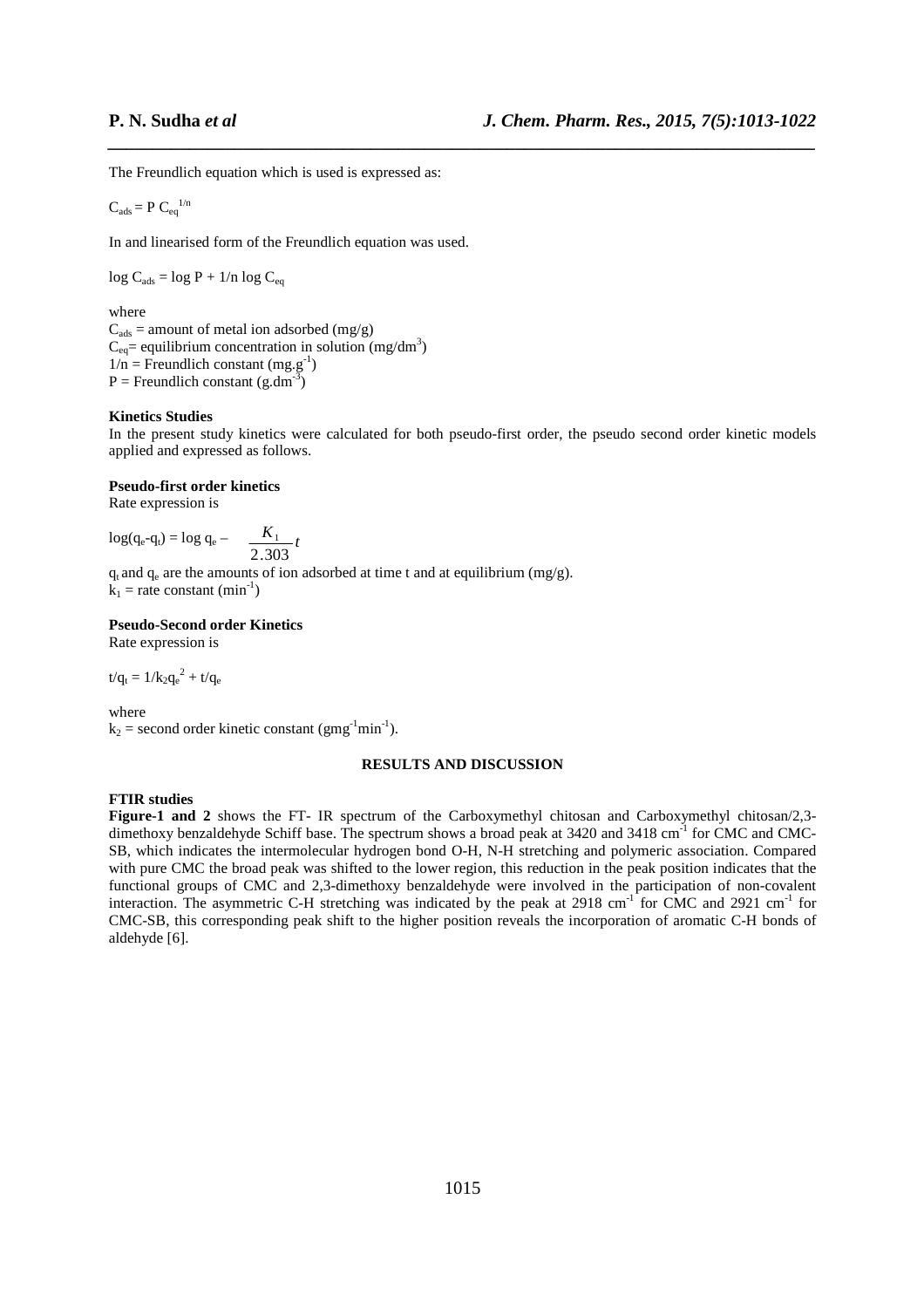The Freundlich equation which is used is expressed as:

$C_{ads} = P\, C_{eq}^{1/n}$

In and linearised form of the Freundlich equation was used.

$\log C_{ads} = \log P + 1/n \log C_{eq}$

where
$C_{ads}$ = amount of metal ion adsorbed (mg/g)
$C_{eq}$= equilibrium concentration in solution ($mg/dm^3$)
$1/n$ = Freundlich constant ($mg.g^{-1}$)
$P$ = Freundlich constant ($g.dm^{-3}$)

**Kinetics Studies**
In the present study kinetics were calculated for both pseudo-first order, the pseudo second order kinetic models applied and expressed as follows.

**Pseudo-first order kinetics**
Rate expression is

$$\log(q_e - q_t) = \log q_e - \frac{K_1}{2.303} t$$

$q_t$ and $q_e$ are the amounts of ion adsorbed at time t and at equilibrium (mg/g).
$k_1$ = rate constant ($min^{-1}$)

**Pseudo-Second order Kinetics**
Rate expression is

$$t/q_t = 1/k_2 q_e^2 + t/q_e$$

where
$k_2$ = second order kinetic constant ($gmg^{-1}min^{-1}$).

## RESULTS AND DISCUSSION

**FTIR studies**
**Figure-1 and 2** shows the FT- IR spectrum of the Carboxymethyl chitosan and Carboxymethyl chitosan/2,3-dimethoxy benzaldehyde Schiff base. The spectrum shows a broad peak at 3420 and 3418 $cm^{-1}$ for CMC and CMC-SB, which indicates the intermolecular hydrogen bond O-H, N-H stretching and polymeric association. Compared with pure CMC the broad peak was shifted to the lower region, this reduction in the peak position indicates that the functional groups of CMC and 2,3-dimethoxy benzaldehyde were involved in the participation of non-covalent interaction. The asymmetric C-H stretching was indicated by the peak at 2918 $cm^{-1}$ for CMC and 2921 $cm^{-1}$ for CMC-SB, this corresponding peak shift to the higher position reveals the incorporation of aromatic C-H bonds of aldehyde [6].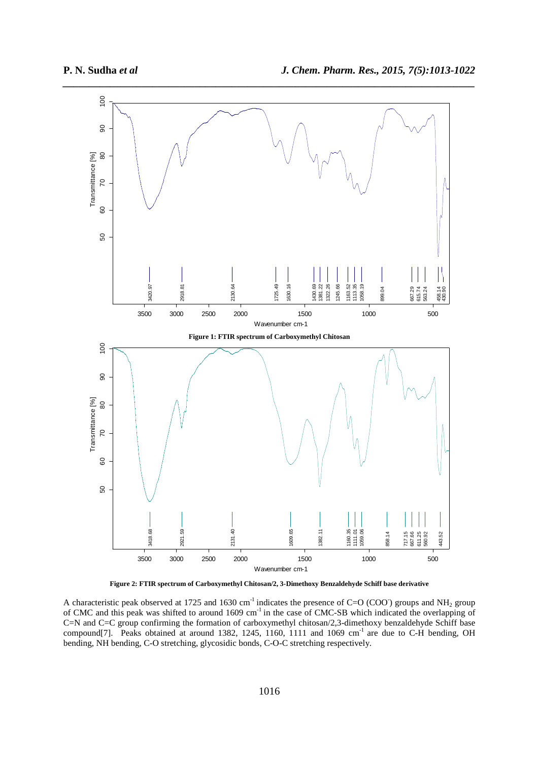**Figure 1: FTIR spectrum of Carboxymethyl Chitosan**

**Figure 2: FTIR spectrum of Carboxymethyl Chitosan/2, 3-Dimethoxy Benzaldehyde Schiff base derivative**

A characteristic peak observed at 1725 and 1630 $cm^{-1}$ indicates the presence of C=O ($COO^-$) groups and $NH_2$ group of CMC and this peak was shifted to around 1609 $cm^{-1}$ in the case of CMC-SB which indicated the overlapping of C=N and C=C group confirming the formation of carboxymethyl chitosan/2,3-dimethoxy benzaldehyde Schiff base compound[7]. Peaks obtained at around 1382, 1245, 1160, 1111 and 1069 $cm^{-1}$ are due to C-H bending, OH bending, NH bending, C-O stretching, glycosidic bonds, C-O-C stretching respectively.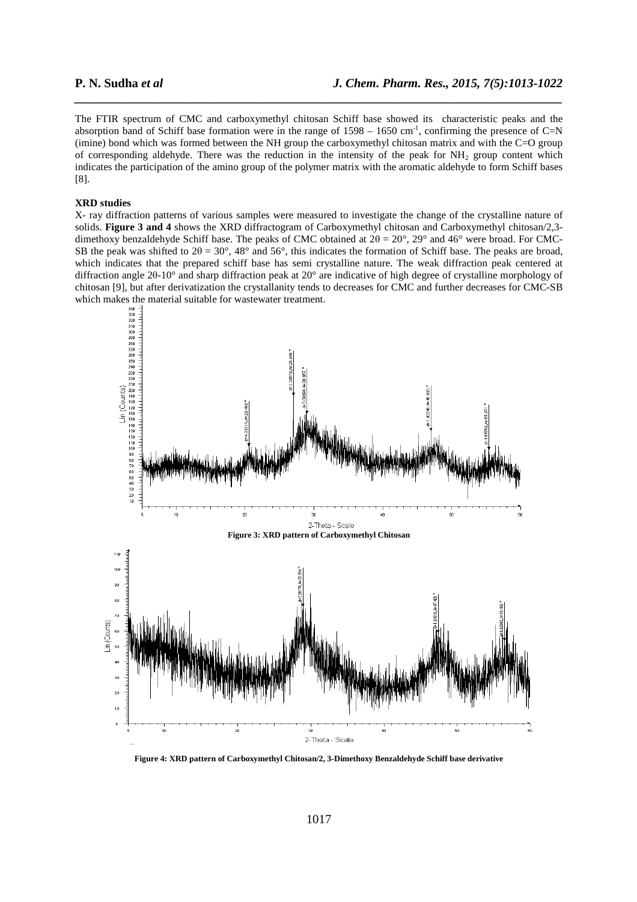The FTIR spectrum of CMC and carboxymethyl chitosan Schiff base showed its characteristic peaks and the absorption band of Schiff base formation were in the range of 1598 – 1650 $cm^{-1}$, confirming the presence of C=N (imine) bond which was formed between the NH group the carboxymethyl chitosan matrix and with the C=O group of corresponding aldehyde. There was the reduction in the intensity of the peak for $NH_2$ group content which indicates the participation of the amino group of the polymer matrix with the aromatic aldehyde to form Schiff bases [8].

**XRD studies**

X- ray diffraction patterns of various samples were measured to investigate the change of the crystalline nature of solids. **Figure 3 and 4** shows the XRD diffractogram of Carboxymethyl chitosan and Carboxymethyl chitosan/2,3-dimethoxy benzaldehyde Schiff base. The peaks of CMC obtained at $2\theta = 20°$, 29° and 46° were broad. For CMC-SB the peak was shifted to $2\theta = 30°$, 48° and 56°, this indicates the formation of Schiff base. The peaks are broad, which indicates that the prepared schiff base has semi crystalline nature. The weak diffraction peak centered at diffraction angle 2θ-10° and sharp diffraction peak at 20° are indicative of high degree of crystalline morphology of chitosan [9], but after derivatization the crystallanity tends to decreases for CMC and further decreases for CMC-SB which makes the material suitable for wastewater treatment.

**Figure 3: XRD pattern of Carboxymethyl Chitosan**

**Figure 4: XRD pattern of Carboxymethyl Chitosan/2, 3-Dimethoxy Benzaldehyde Schiff base derivative**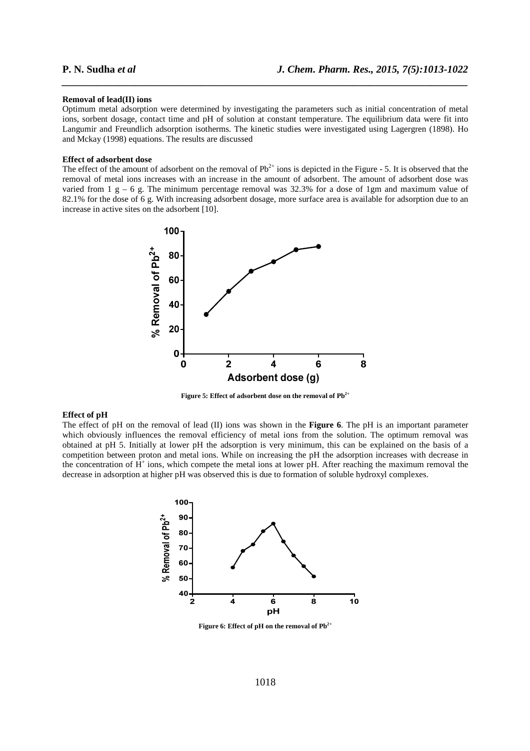**Removal of lead(II) ions**

Optimum metal adsorption were determined by investigating the parameters such as initial concentration of metal ions, sorbent dosage, contact time and pH of solution at constant temperature. The equilibrium data were fit into Langumir and Freundlich adsorption isotherms. The kinetic studies were investigated using Lagergren (1898). Ho and Mckay (1998) equations. The results are discussed

**Effect of adsorbent dose**

The effect of the amount of adsorbent on the removal of $Pb^{2+}$ ions is depicted in the Figure - 5. It is observed that the removal of metal ions increases with an increase in the amount of adsorbent. The amount of adsorbent dose was varied from 1 g – 6 g. The minimum percentage removal was 32.3% for a dose of 1gm and maximum value of 82.1% for the dose of 6 g. With increasing adsorbent dosage, more surface area is available for adsorption due to an increase in active sites on the adsorbent [10].

**Figure 5: Effect of adsorbent dose on the removal of $Pb^{2+}$**

**Effect of pH**

The effect of pH on the removal of lead (II) ions was shown in the **Figure 6**. The pH is an important parameter which obviously influences the removal efficiency of metal ions from the solution. The optimum removal was obtained at pH 5. Initially at lower pH the adsorption is very minimum, this can be explained on the basis of a competition between proton and metal ions. While on increasing the pH the adsorption increases with decrease in the concentration of $H^+$ ions, which compete the metal ions at lower pH. After reaching the maximum removal the decrease in adsorption at higher pH was observed this is due to formation of soluble hydroxyl complexes.

**Figure 6: Effect of pH on the removal of $Pb^{2+}$**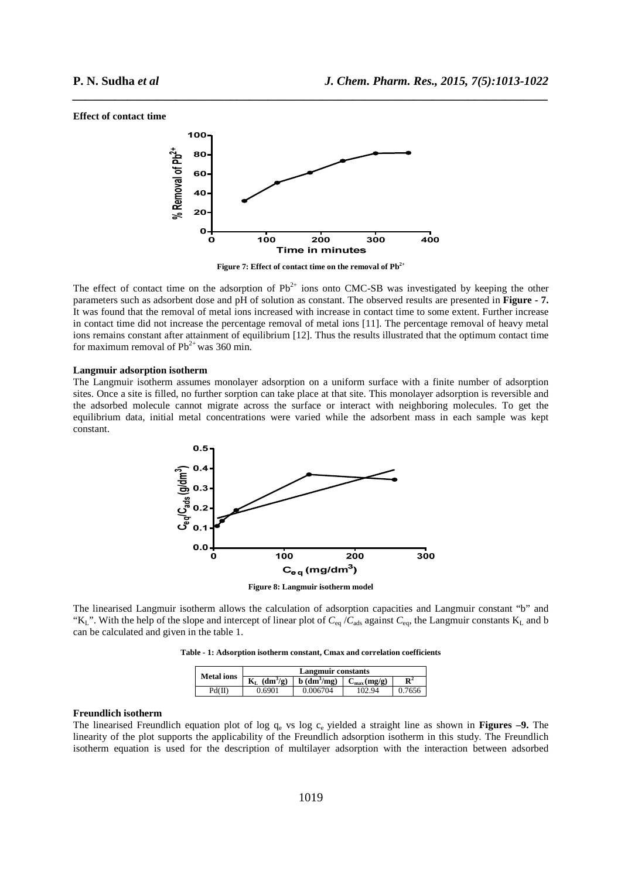**Effect of contact time**

Figure 7: Effect of contact time on the removal of $Pb^{2+}$

The effect of contact time on the adsorption of $Pb^{2+}$ ions onto CMC-SB was investigated by keeping the other parameters such as adsorbent dose and pH of solution as constant. The observed results are presented in **Figure - 7.** It was found that the removal of metal ions increased with increase in contact time to some extent. Further increase in contact time did not increase the percentage removal of metal ions [11]. The percentage removal of heavy metal ions remains constant after attainment of equilibrium [12]. Thus the results illustrated that the optimum contact time for maximum removal of $Pb^{2+}$ was 360 min.

**Langmuir adsorption isotherm**

The Langmuir isotherm assumes monolayer adsorption on a uniform surface with a finite number of adsorption sites. Once a site is filled, no further sorption can take place at that site. This monolayer adsorption is reversible and the adsorbed molecule cannot migrate across the surface or interact with neighboring molecules. To get the equilibrium data, initial metal concentrations were varied while the adsorbent mass in each sample was kept constant.

Figure 8: Langmuir isotherm model

The linearised Langmuir isotherm allows the calculation of adsorption capacities and Langmuir constant "b" and "$K_L$". With the help of the slope and intercept of linear plot of $C_{eq}/C_{ads}$ against $C_{eq}$, the Langmuir constants $K_L$ and b can be calculated and given in the table 1.

Table - 1: Adsorption isotherm constant, Cmax and correlation coefficients

| Metal ions | Langmuir constants | | | |
|---|---|---|---|---|
| | $K_L$ ($dm^3$/g) | b ($dm^3$/mg) | $C_{max}$ (mg/g) | $R^2$ |
| Pd(II) | 0.6901 | 0.006704 | 102.94 | 0.7656 |

**Freundlich isotherm**

The linearised Freundlich equation plot of log $q_e$ vs log $c_e$ yielded a straight line as shown in **Figures –9.** The linearity of the plot supports the applicability of the Freundlich adsorption isotherm in this study. The Freundlich isotherm equation is used for the description of multilayer adsorption with the interaction between adsorbed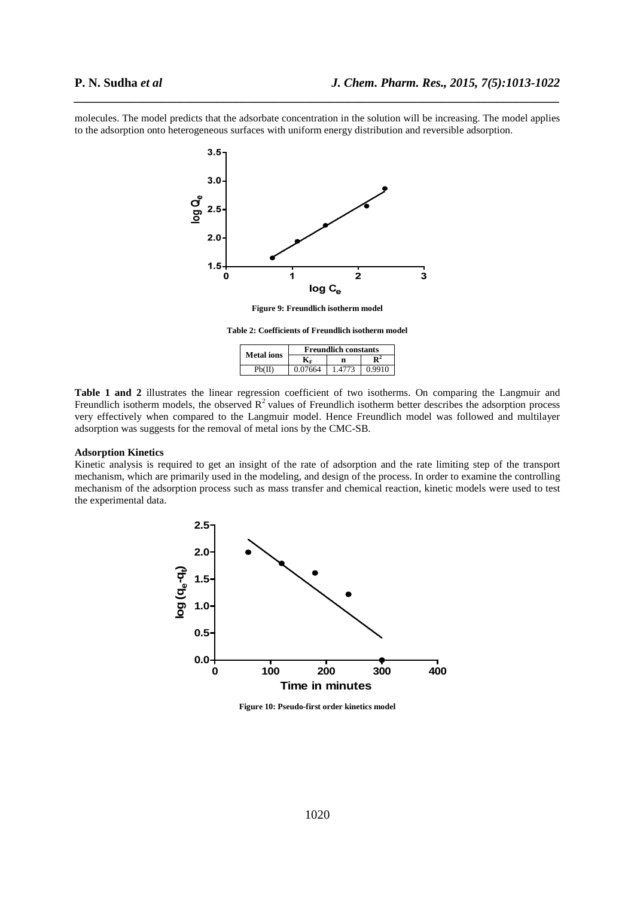molecules. The model predicts that the adsorbate concentration in the solution will be increasing. The model applies to the adsorption onto heterogeneous surfaces with uniform energy distribution and reversible adsorption.

**Figure 9: Freundlich isotherm model**

**Table 2: Coefficients of Freundlich isotherm model**

| Metal ions | Freundlich constants | | |
|---|---|---|---|
| | $K_F$ | n | $R^2$ |
| Pb(II) | 0.07664 | 1.4773 | 0.9910 |

**Table 1 and 2** illustrates the linear regression coefficient of two isotherms. On comparing the Langmuir and Freundlich isotherm models, the observed $R^2$ values of Freundlich isotherm better describes the adsorption process very effectively when compared to the Langmuir model. Hence Freundlich model was followed and multilayer adsorption was suggests for the removal of metal ions by the CMC-SB.

**Adsorption Kinetics**

Kinetic analysis is required to get an insight of the rate of adsorption and the rate limiting step of the transport mechanism, which are primarily used in the modeling, and design of the process. In order to examine the controlling mechanism of the adsorption process such as mass transfer and chemical reaction, kinetic models were used to test the experimental data.

**Figure 10: Pseudo-first order kinetics model**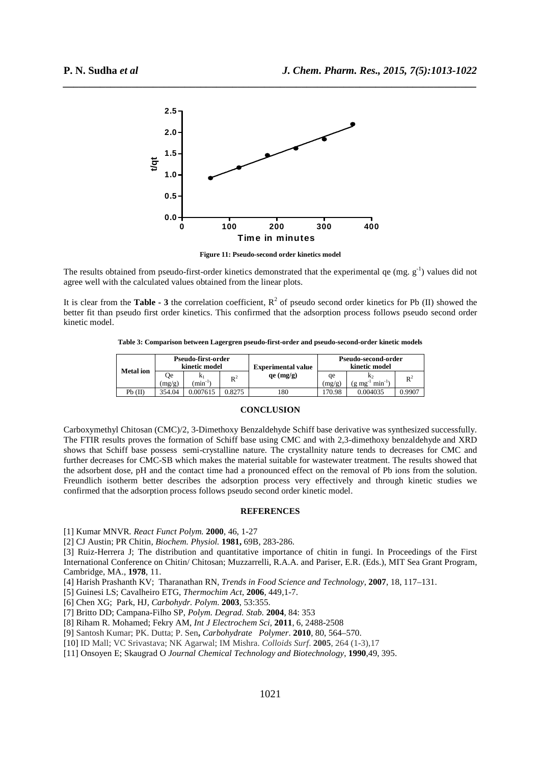Figure 11: Pseudo-second order kinetics model

The results obtained from pseudo-first-order kinetics demonstrated that the experimental qe (mg. $g^{-1}$) values did not agree well with the calculated values obtained from the linear plots.

It is clear from the **Table - 3** the correlation coefficient, $R^2$ of pseudo second order kinetics for Pb (II) showed the better fit than pseudo first order kinetics. This confirmed that the adsorption process follows pseudo second order kinetic model.

**Table 3: Comparison between Lagergren pseudo-first-order and pseudo-second-order kinetic models**

| Metal ion | Pseudo-first-order kinetic model | | | Experimental value qe (mg/g) | Pseudo-second-order kinetic model | | |
|---|---|---|---|---|---|---|---|
| | Qe (mg/g) | $k_1$ ($min^{-1}$) | $R^2$ | | qe (mg/g) | $k_2$ ($g\ mg^{-1}\ min^{-1}$) | $R^2$ |
| Pb (II) | 354.04 | 0.007615 | 0.8275 | 180 | 170.98 | 0.004035 | 0.9907 |

## CONCLUSION

Carboxymethyl Chitosan (CMC)/2, 3-Dimethoxy Benzaldehyde Schiff base derivative was synthesized successfully. The FTIR results proves the formation of Schiff base using CMC and with 2,3-dimethoxy benzaldehyde and XRD shows that Schiff base possess semi-crystalline nature. The crystallnity nature tends to decreases for CMC and further decreases for CMC-SB which makes the material suitable for wastewater treatment. The results showed that the adsorbent dose, pH and the contact time had a pronounced effect on the removal of Pb ions from the solution. Freundlich isotherm better describes the adsorption process very effectively and through kinetic studies we confirmed that the adsorption process follows pseudo second order kinetic model.

## REFERENCES

[1] Kumar MNVR. *React Funct Polym.* **2000**, 46, 1-27

[2] CJ Austin; PR Chitin, *Biochem. Physiol.* **1981,** 69B, 283-286.

[3] Ruiz-Herrera J; The distribution and quantitative importance of chitin in fungi. In Proceedings of the First International Conference on Chitin/ Chitosan; Muzzarrelli, R.A.A. and Pariser, E.R. (Eds.), MIT Sea Grant Program, Cambridge, MA., **1978**, 11.

[4] Harish Prashanth KV; Tharanathan RN, *Trends in Food Science and Technology*, **2007**, 18, 117–131.

[5] Guinesi LS; Cavalheiro ETG, *Thermochim Act*, **2006**, 449,1-7.

[6] Chen XG; Park, HJ, *Carbohydr. Polym*. **2003**, 53:355.

[7] Britto DD; Campana-Filho SP, *Polym. Degrad. Stab.* **2004**, 84: 353

[8] Riham R. Mohamed; Fekry AM, *Int J Electrochem Sci*, **2011**, 6, 2488-2508

[9] Santosh Kumar; PK. Dutta; P. Sen**,** *Carbohydrate Polymer*. **2010**, 80, 564–570.

[10] ID Mall; VC Srivastava; NK Agarwal; IM Mishra. *Colloids Surf*. **2005**, 264 (1-3),17

[11] Onsoyen E; Skaugrad O *Journal Chemical Technology and Biotechnology*, **1990**,49, 395.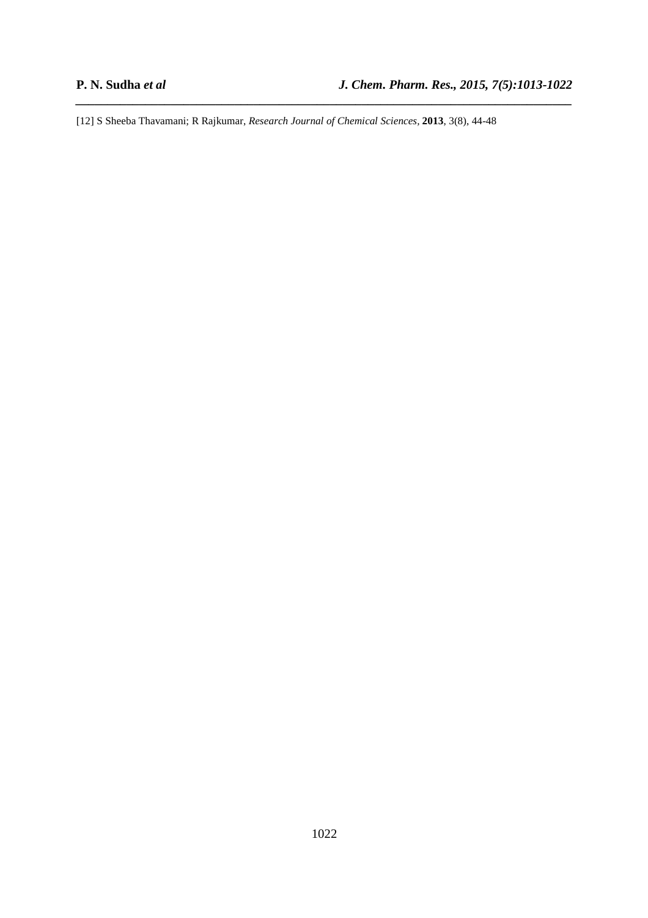[12] S Sheeba Thavamani; R Rajkumar, *Research Journal of Chemical Sciences*, **2013**, 3(8), 44-48